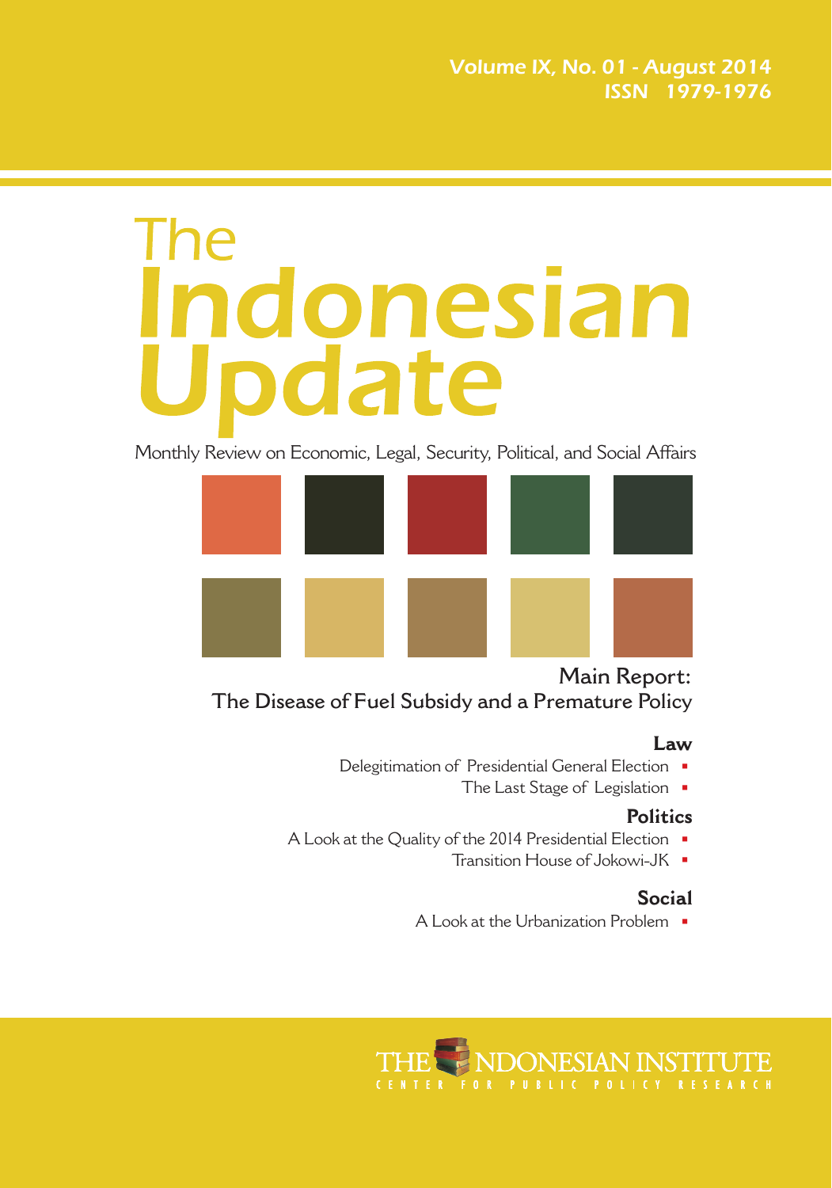Volume IX, No. 01 - August 2014
ISSN 1979-1976

# The Indonesian Update

Monthly Review on Economic, Legal, Security, Political, and Social Affairs

## Main Report: The Disease of Fuel Subsidy and a Premature Policy

### Law

- Delegitimation of Presidential General Election
- The Last Stage of Legislation

### Politics

- A Look at the Quality of the 2014 Presidential Election
- Transition House of Jokowi-JK

### Social

- A Look at the Urbanization Problem

THE INDONESIAN INSTITUTE
CENTER FOR PUBLIC POLICY RESEARCH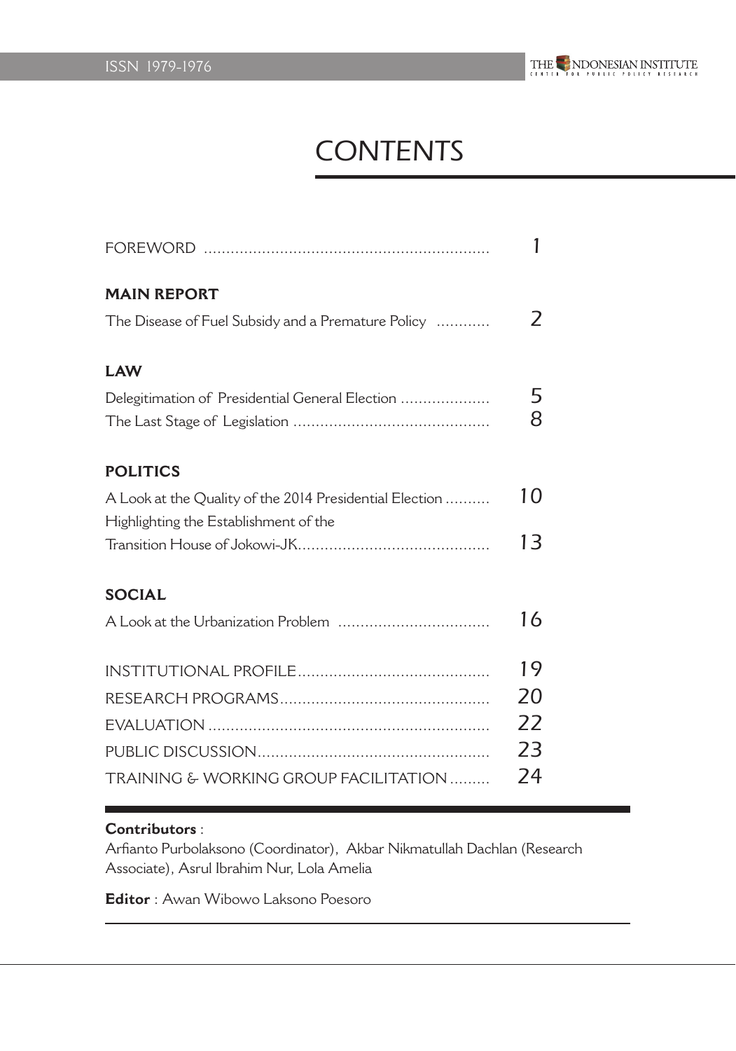# CONTENTS

| | |
|---|---|
| FOREWORD | 1 |
| **MAIN REPORT** | |
| The Disease of Fuel Subsidy and a Premature Policy | 2 |
| **LAW** | |
| Delegitimation of Presidential General Election | 5 |
| The Last Stage of Legislation | 8 |
| **POLITICS** | |
| A Look at the Quality of the 2014 Presidential Election | 10 |
| Highlighting the Establishment of the Transition House of Jokowi-JK | 13 |
| **SOCIAL** | |
| A Look at the Urbanization Problem | 16 |
| INSTITUTIONAL PROFILE | 19 |
| RESEARCH PROGRAMS | 20 |
| EVALUATION | 22 |
| PUBLIC DISCUSSION | 23 |
| TRAINING & WORKING GROUP FACILITATION | 24 |

**Contributors** :
Arfianto Purbolaksono (Coordinator), Akbar Nikmatullah Dachlan (Research Associate), Asrul Ibrahim Nur, Lola Amelia

**Editor** : Awan Wibowo Laksono Poesoro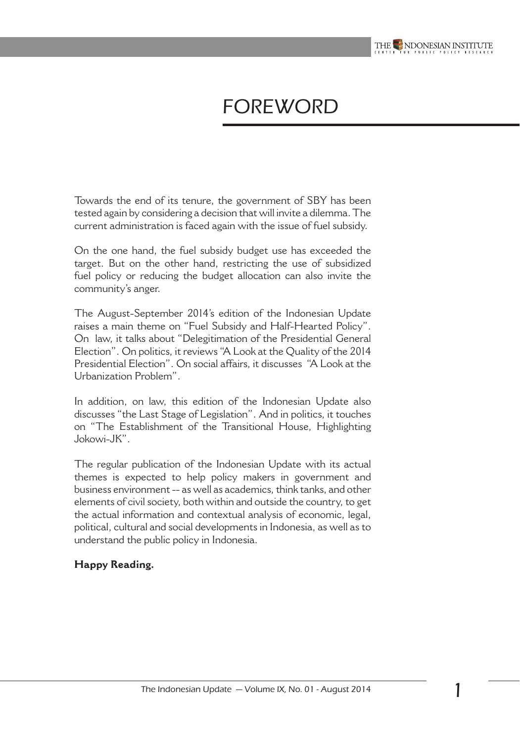# FOREWORD

Towards the end of its tenure, the government of SBY has been tested again by considering a decision that will invite a dilemma. The current administration is faced again with the issue of fuel subsidy.

On the one hand, the fuel subsidy budget use has exceeded the target. But on the other hand, restricting the use of subsidized fuel policy or reducing the budget allocation can also invite the community's anger.

The August-September 2014's edition of the Indonesian Update raises a main theme on "Fuel Subsidy and Half-Hearted Policy". On law, it talks about "Delegitimation of the Presidential General Election". On politics, it reviews "A Look at the Quality of the 2014 Presidential Election". On social affairs, it discusses "A Look at the Urbanization Problem".

In addition, on law, this edition of the Indonesian Update also discusses "the Last Stage of Legislation". And in politics, it touches on "The Establishment of the Transitional House, Highlighting Jokowi-JK".

The regular publication of the Indonesian Update with its actual themes is expected to help policy makers in government and business environment -- as well as academics, think tanks, and other elements of civil society, both within and outside the country, to get the actual information and contextual analysis of economic, legal, political, cultural and social developments in Indonesia, as well as to understand the public policy in Indonesia.

**Happy Reading.**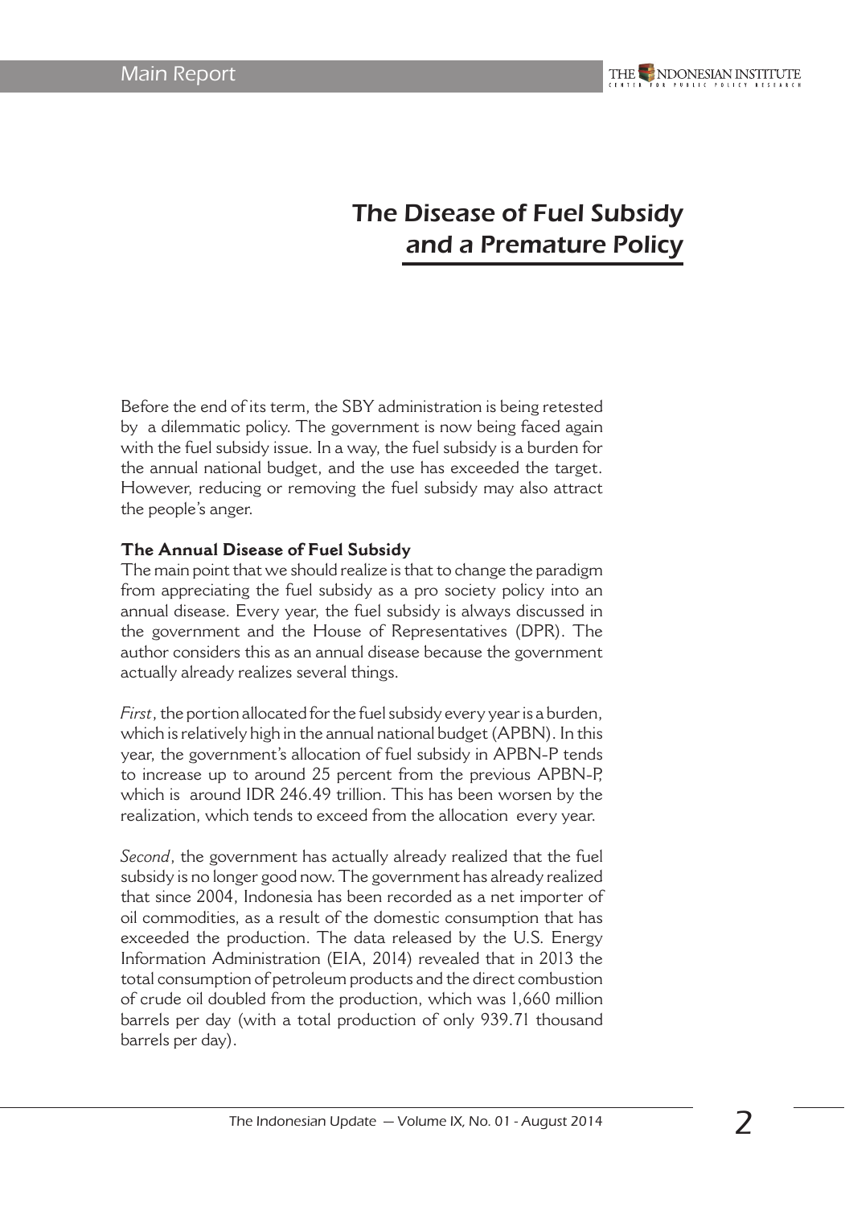# The Disease of Fuel Subsidy and a Premature Policy

Before the end of its term, the SBY administration is being retested by a dilemmatic policy. The government is now being faced again with the fuel subsidy issue. In a way, the fuel subsidy is a burden for the annual national budget, and the use has exceeded the target. However, reducing or removing the fuel subsidy may also attract the people's anger.

**The Annual Disease of Fuel Subsidy**

The main point that we should realize is that to change the paradigm from appreciating the fuel subsidy as a pro society policy into an annual disease. Every year, the fuel subsidy is always discussed in the government and the House of Representatives (DPR). The author considers this as an annual disease because the government actually already realizes several things.

*First*, the portion allocated for the fuel subsidy every year is a burden, which is relatively high in the annual national budget (APBN). In this year, the government's allocation of fuel subsidy in APBN-P tends to increase up to around 25 percent from the previous APBN-P, which is around IDR 246.49 trillion. This has been worsen by the realization, which tends to exceed from the allocation every year.

*Second*, the government has actually already realized that the fuel subsidy is no longer good now. The government has already realized that since 2004, Indonesia has been recorded as a net importer of oil commodities, as a result of the domestic consumption that has exceeded the production. The data released by the U.S. Energy Information Administration (EIA, 2014) revealed that in 2013 the total consumption of petroleum products and the direct combustion of crude oil doubled from the production, which was 1,660 million barrels per day (with a total production of only 939.71 thousand barrels per day).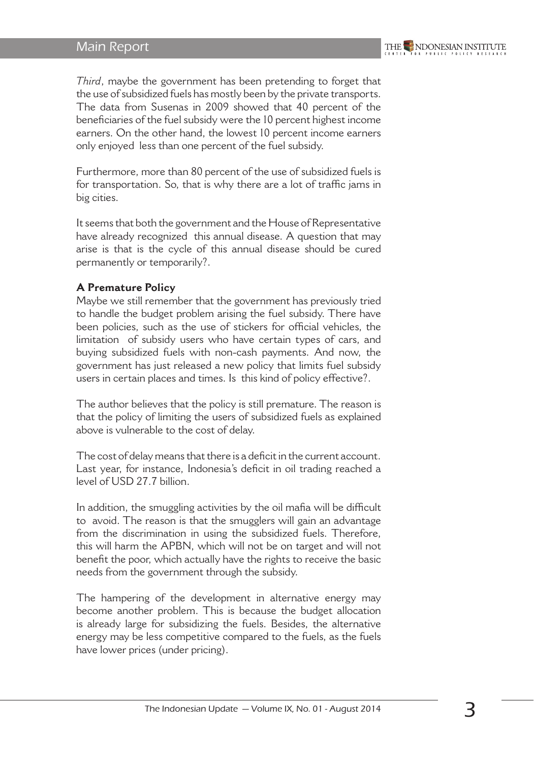*Third*, maybe the government has been pretending to forget that the use of subsidized fuels has mostly been by the private transports. The data from Susenas in 2009 showed that 40 percent of the beneficiaries of the fuel subsidy were the 10 percent highest income earners. On the other hand, the lowest 10 percent income earners only enjoyed less than one percent of the fuel subsidy.

Furthermore, more than 80 percent of the use of subsidized fuels is for transportation. So, that is why there are a lot of traffic jams in big cities.

It seems that both the government and the House of Representative have already recognized this annual disease. A question that may arise is that is the cycle of this annual disease should be cured permanently or temporarily?.

**A Premature Policy**

Maybe we still remember that the government has previously tried to handle the budget problem arising the fuel subsidy. There have been policies, such as the use of stickers for official vehicles, the limitation of subsidy users who have certain types of cars, and buying subsidized fuels with non-cash payments. And now, the government has just released a new policy that limits fuel subsidy users in certain places and times. Is this kind of policy effective?.

The author believes that the policy is still premature. The reason is that the policy of limiting the users of subsidized fuels as explained above is vulnerable to the cost of delay.

The cost of delay means that there is a deficit in the current account. Last year, for instance, Indonesia's deficit in oil trading reached a level of USD 27.7 billion.

In addition, the smuggling activities by the oil mafia will be difficult to avoid. The reason is that the smugglers will gain an advantage from the discrimination in using the subsidized fuels. Therefore, this will harm the APBN, which will not be on target and will not benefit the poor, which actually have the rights to receive the basic needs from the government through the subsidy.

The hampering of the development in alternative energy may become another problem. This is because the budget allocation is already large for subsidizing the fuels. Besides, the alternative energy may be less competitive compared to the fuels, as the fuels have lower prices (under pricing).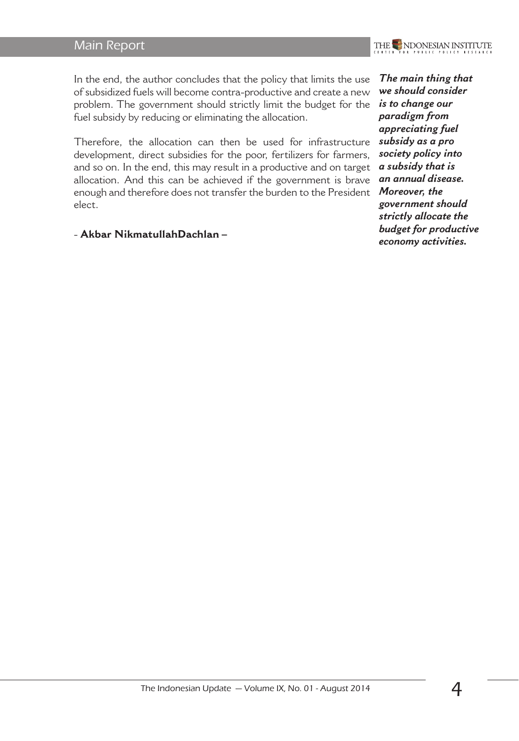In the end, the author concludes that the policy that limits the use of subsidized fuels will become contra-productive and create a new problem. The government should strictly limit the budget for the fuel subsidy by reducing or eliminating the allocation.

Therefore, the allocation can then be used for infrastructure development, direct subsidies for the poor, fertilizers for farmers, and so on. In the end, this may result in a productive and on target allocation. And this can be achieved if the government is brave enough and therefore does not transfer the burden to the President elect.

- **Akbar NikmatullahDachlan –**

***The main thing that we should consider is to change our paradigm from appreciating fuel subsidy as a pro society policy into a subsidy that is an annual disease. Moreover, the government should strictly allocate the budget for productive economy activities.***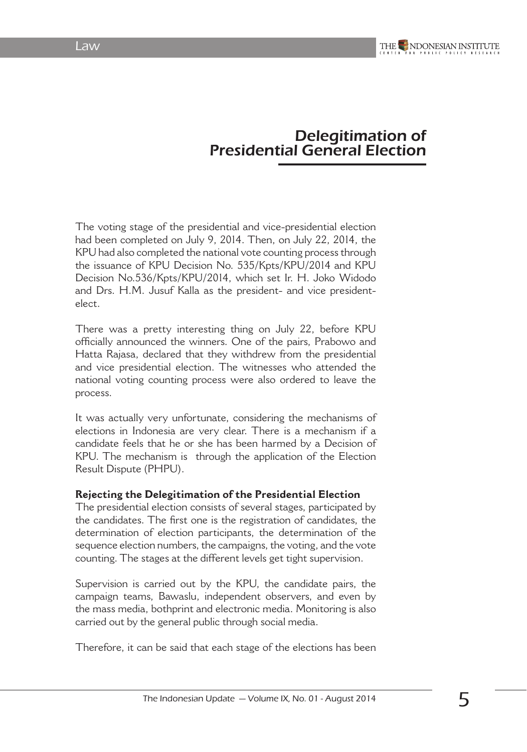# Delegitimation of Presidential General Election

The voting stage of the presidential and vice-presidential election had been completed on July 9, 2014. Then, on July 22, 2014, the KPU had also completed the national vote counting process through the issuance of KPU Decision No. 535/Kpts/KPU/2014 and KPU Decision No.536/Kpts/KPU/2014, which set Ir. H. Joko Widodo and Drs. H.M. Jusuf Kalla as the president- and vice president-elect.

There was a pretty interesting thing on July 22, before KPU officially announced the winners. One of the pairs, Prabowo and Hatta Rajasa, declared that they withdrew from the presidential and vice presidential election. The witnesses who attended the national voting counting process were also ordered to leave the process.

It was actually very unfortunate, considering the mechanisms of elections in Indonesia are very clear. There is a mechanism if a candidate feels that he or she has been harmed by a Decision of KPU. The mechanism is through the application of the Election Result Dispute (PHPU).

**Rejecting the Delegitimation of the Presidential Election**

The presidential election consists of several stages, participated by the candidates. The first one is the registration of candidates, the determination of election participants, the determination of the sequence election numbers, the campaigns, the voting, and the vote counting. The stages at the different levels get tight supervision.

Supervision is carried out by the KPU, the candidate pairs, the campaign teams, Bawaslu, independent observers, and even by the mass media, bothprint and electronic media. Monitoring is also carried out by the general public through social media.

Therefore, it can be said that each stage of the elections has been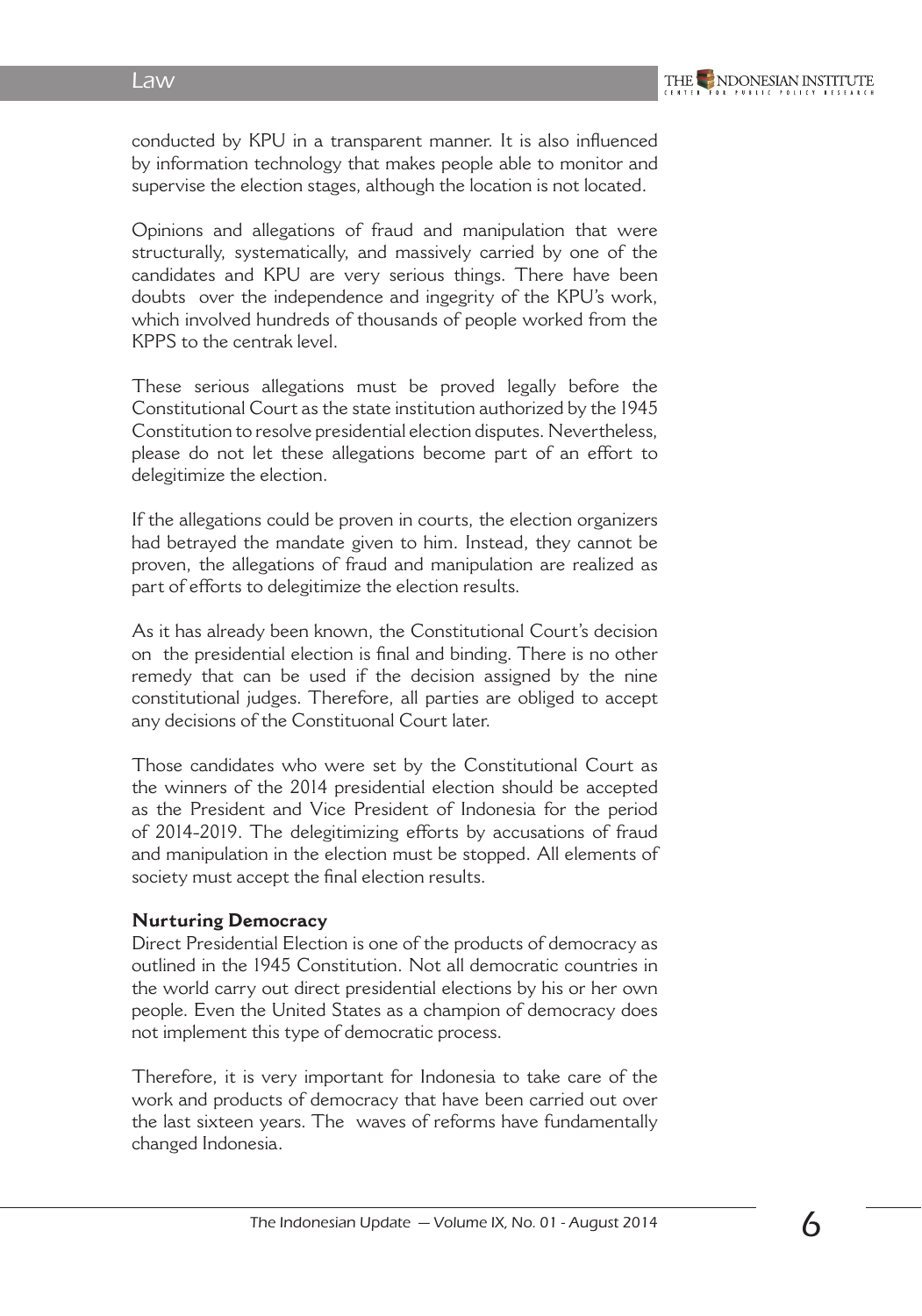conducted by KPU in a transparent manner. It is also influenced by information technology that makes people able to monitor and supervise the election stages, although the location is not located.

Opinions and allegations of fraud and manipulation that were structurally, systematically, and massively carried by one of the candidates and KPU are very serious things. There have been doubts over the independence and ingegrity of the KPU's work, which involved hundreds of thousands of people worked from the KPPS to the centrak level.

These serious allegations must be proved legally before the Constitutional Court as the state institution authorized by the 1945 Constitution to resolve presidential election disputes. Nevertheless, please do not let these allegations become part of an effort to delegitimize the election.

If the allegations could be proven in courts, the election organizers had betrayed the mandate given to him. Instead, they cannot be proven, the allegations of fraud and manipulation are realized as part of efforts to delegitimize the election results.

As it has already been known, the Constitutional Court's decision on the presidential election is final and binding. There is no other remedy that can be used if the decision assigned by the nine constitutional judges. Therefore, all parties are obliged to accept any decisions of the Constituonal Court later.

Those candidates who were set by the Constitutional Court as the winners of the 2014 presidential election should be accepted as the President and Vice President of Indonesia for the period of 2014-2019. The delegitimizing efforts by accusations of fraud and manipulation in the election must be stopped. All elements of society must accept the final election results.

**Nurturing Democracy**

Direct Presidential Election is one of the products of democracy as outlined in the 1945 Constitution. Not all democratic countries in the world carry out direct presidential elections by his or her own people. Even the United States as a champion of democracy does not implement this type of democratic process.

Therefore, it is very important for Indonesia to take care of the work and products of democracy that have been carried out over the last sixteen years. The waves of reforms have fundamentally changed Indonesia.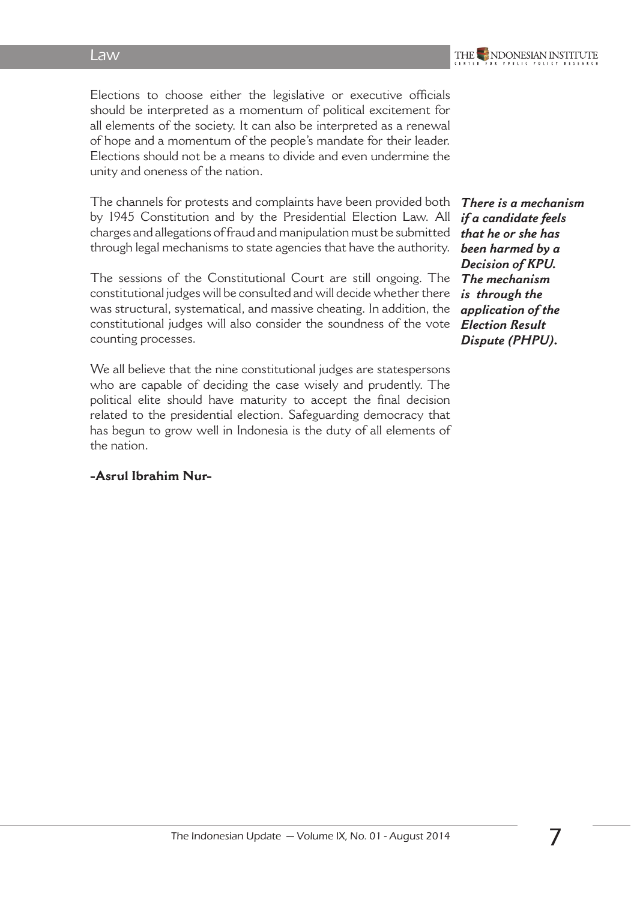Elections to choose either the legislative or executive officials should be interpreted as a momentum of political excitement for all elements of the society. It can also be interpreted as a renewal of hope and a momentum of the people's mandate for their leader. Elections should not be a means to divide and even undermine the unity and oneness of the nation.

The channels for protests and complaints have been provided both by 1945 Constitution and by the Presidential Election Law. All charges and allegations of fraud and manipulation must be submitted through legal mechanisms to state agencies that have the authority.

***There is a mechanism if a candidate feels that he or she has been harmed by a Decision of KPU. The mechanism is through the application of the Election Result Dispute (PHPU).***

The sessions of the Constitutional Court are still ongoing. The constitutional judges will be consulted and will decide whether there was structural, systematical, and massive cheating. In addition, the constitutional judges will also consider the soundness of the vote counting processes.

We all believe that the nine constitutional judges are statespersons who are capable of deciding the case wisely and prudently. The political elite should have maturity to accept the final decision related to the presidential election. Safeguarding democracy that has begun to grow well in Indonesia is the duty of all elements of the nation.

**-Asrul Ibrahim Nur-**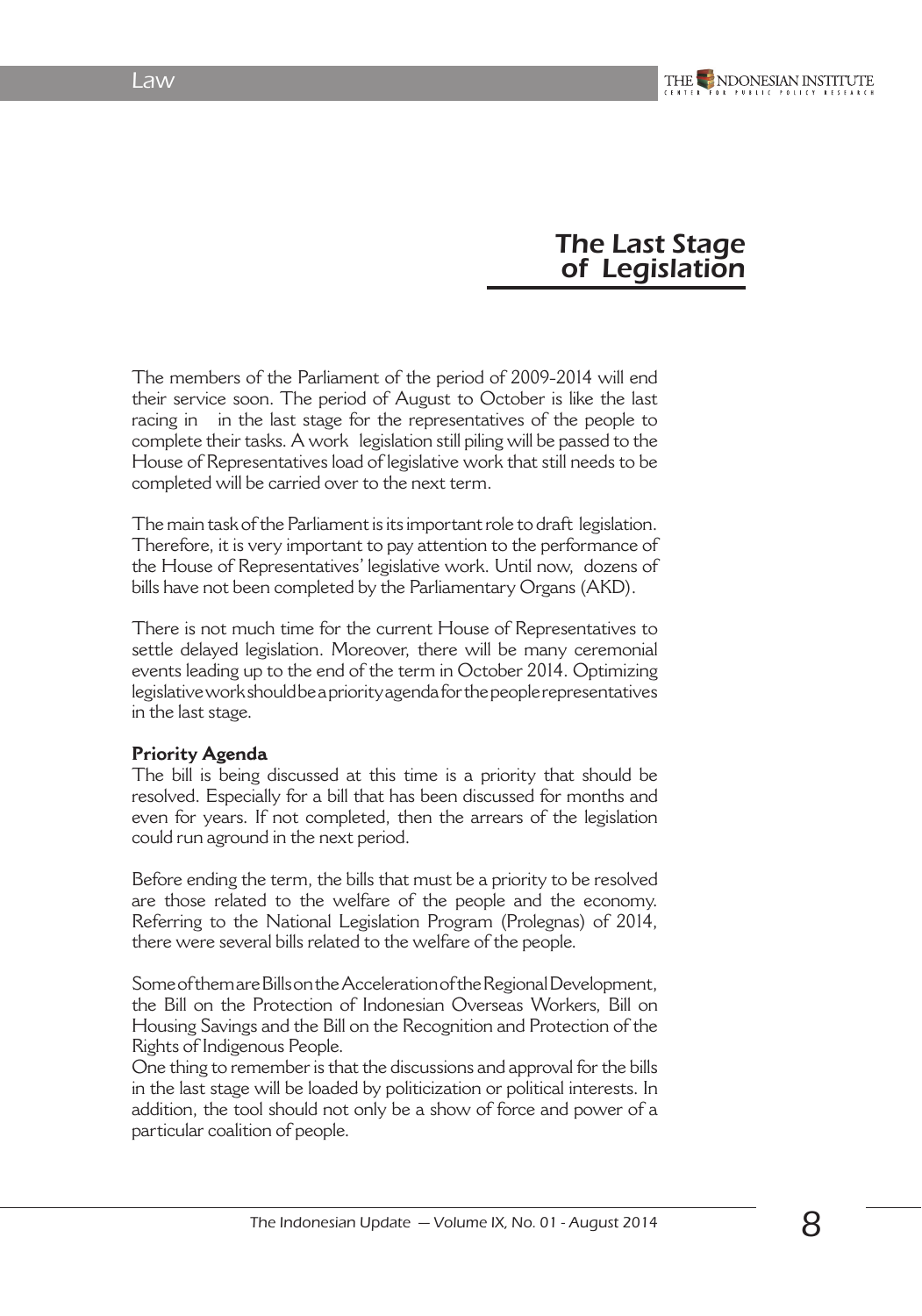# The Last Stage of Legislation

The members of the Parliament of the period of 2009-2014 will end their service soon. The period of August to October is like the last racing in in the last stage for the representatives of the people to complete their tasks. A work legislation still piling will be passed to the House of Representatives load of legislative work that still needs to be completed will be carried over to the next term.

The main task of the Parliament is its important role to draft legislation. Therefore, it is very important to pay attention to the performance of the House of Representatives' legislative work. Until now, dozens of bills have not been completed by the Parliamentary Organs (AKD).

There is not much time for the current House of Representatives to settle delayed legislation. Moreover, there will be many ceremonial events leading up to the end of the term in October 2014. Optimizing legislative work should be a priority agenda for the people representatives in the last stage.

**Priority Agenda**

The bill is being discussed at this time is a priority that should be resolved. Especially for a bill that has been discussed for months and even for years. If not completed, then the arrears of the legislation could run aground in the next period.

Before ending the term, the bills that must be a priority to be resolved are those related to the welfare of the people and the economy. Referring to the National Legislation Program (Prolegnas) of 2014, there were several bills related to the welfare of the people.

Some of them are Bills on the Acceleration of the Regional Development, the Bill on the Protection of Indonesian Overseas Workers, Bill on Housing Savings and the Bill on the Recognition and Protection of the Rights of Indigenous People.

One thing to remember is that the discussions and approval for the bills in the last stage will be loaded by politicization or political interests. In addition, the tool should not only be a show of force and power of a particular coalition of people.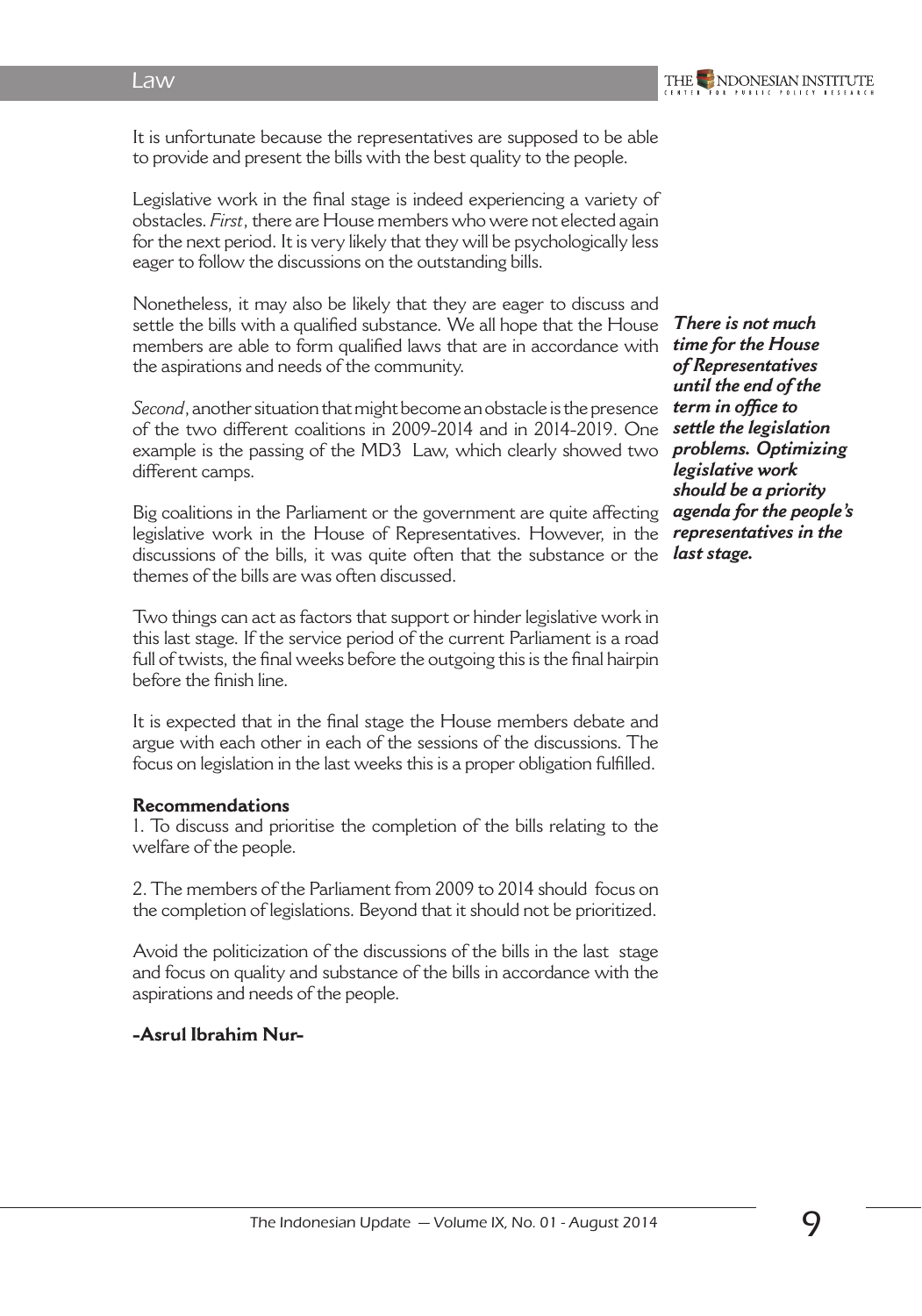It is unfortunate because the representatives are supposed to be able to provide and present the bills with the best quality to the people.

Legislative work in the final stage is indeed experiencing a variety of obstacles. *First*, there are House members who were not elected again for the next period. It is very likely that they will be psychologically less eager to follow the discussions on the outstanding bills.

Nonetheless, it may also be likely that they are eager to discuss and settle the bills with a qualified substance. We all hope that the House members are able to form qualified laws that are in accordance with the aspirations and needs of the community.

***There is not much time for the House of Representatives until the end of the term in office to settle the legislation problems. Optimizing legislative work should be a priority agenda for the people's representatives in the last stage.***

*Second*, another situation that might become an obstacle is the presence of the two different coalitions in 2009-2014 and in 2014-2019. One example is the passing of the MD3 Law, which clearly showed two different camps.

Big coalitions in the Parliament or the government are quite affecting legislative work in the House of Representatives. However, in the discussions of the bills, it was quite often that the substance or the themes of the bills are was often discussed.

Two things can act as factors that support or hinder legislative work in this last stage. If the service period of the current Parliament is a road full of twists, the final weeks before the outgoing this is the final hairpin before the finish line.

It is expected that in the final stage the House members debate and argue with each other in each of the sessions of the discussions. The focus on legislation in the last weeks this is a proper obligation fulfilled.

**Recommendations**

1. To discuss and prioritise the completion of the bills relating to the welfare of the people.

2. The members of the Parliament from 2009 to 2014 should focus on the completion of legislations. Beyond that it should not be prioritized.

Avoid the politicization of the discussions of the bills in the last stage and focus on quality and substance of the bills in accordance with the aspirations and needs of the people.

**-Asrul Ibrahim Nur-**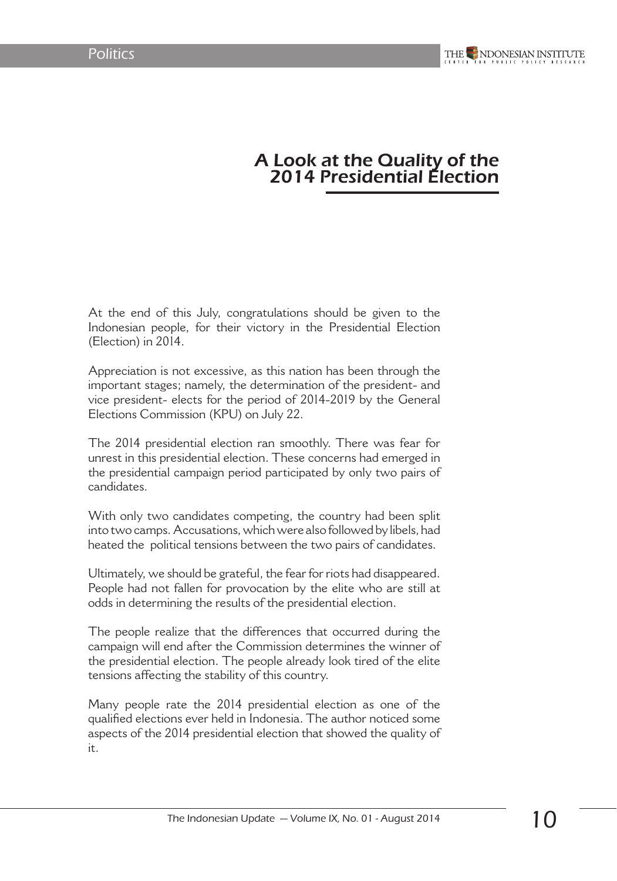# A Look at the Quality of the 2014 Presidential Election

At the end of this July, congratulations should be given to the Indonesian people, for their victory in the Presidential Election (Election) in 2014.

Appreciation is not excessive, as this nation has been through the important stages; namely, the determination of the president- and vice president- elects for the period of 2014-2019 by the General Elections Commission (KPU) on July 22.

The 2014 presidential election ran smoothly. There was fear for unrest in this presidential election. These concerns had emerged in the presidential campaign period participated by only two pairs of candidates.

With only two candidates competing, the country had been split into two camps. Accusations, which were also followed by libels, had heated the political tensions between the two pairs of candidates.

Ultimately, we should be grateful, the fear for riots had disappeared. People had not fallen for provocation by the elite who are still at odds in determining the results of the presidential election.

The people realize that the differences that occurred during the campaign will end after the Commission determines the winner of the presidential election. The people already look tired of the elite tensions affecting the stability of this country.

Many people rate the 2014 presidential election as one of the qualified elections ever held in Indonesia. The author noticed some aspects of the 2014 presidential election that showed the quality of it.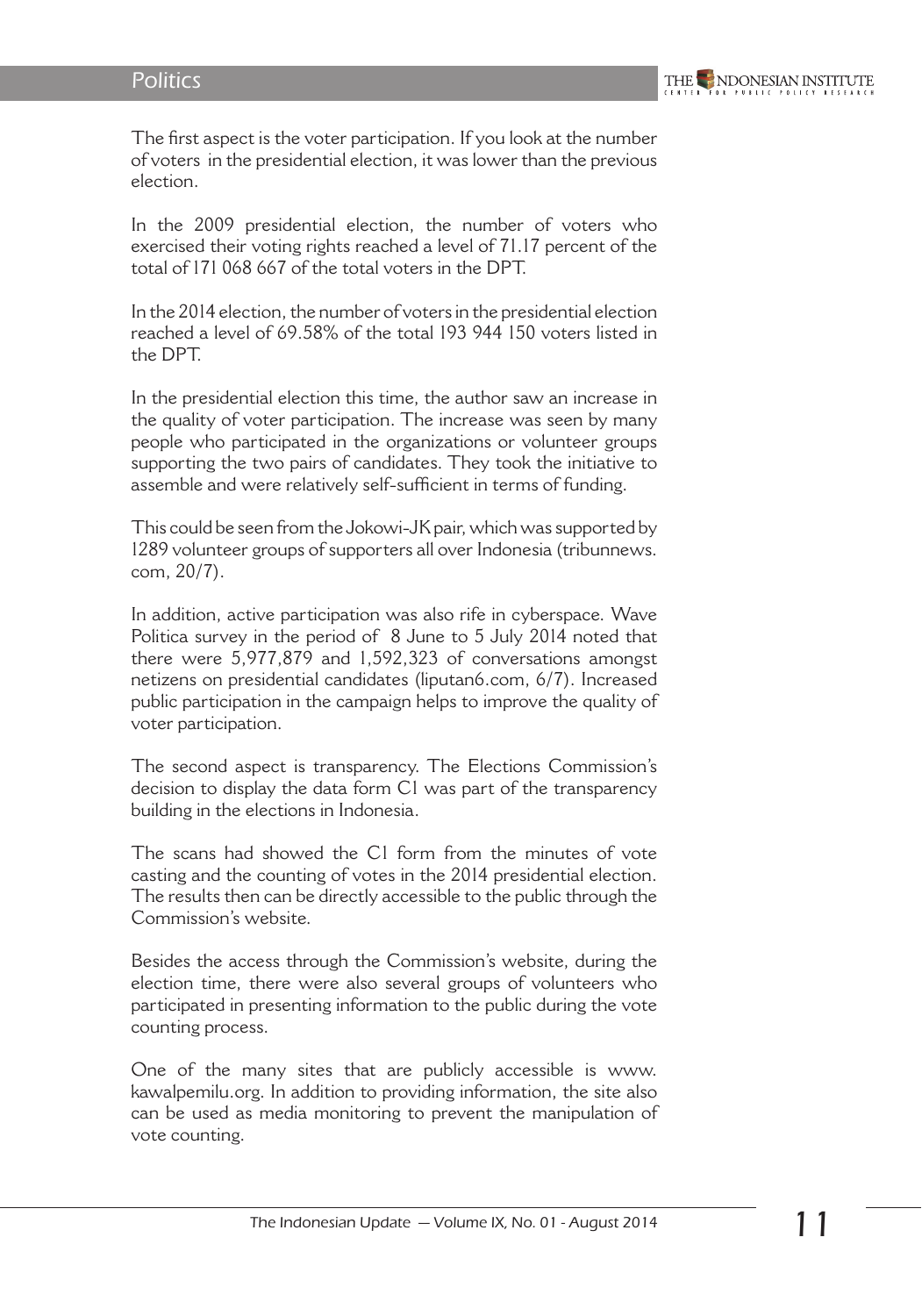The first aspect is the voter participation. If you look at the number of voters in the presidential election, it was lower than the previous election.

In the 2009 presidential election, the number of voters who exercised their voting rights reached a level of 71.17 percent of the total of 171 068 667 of the total voters in the DPT.

In the 2014 election, the number of voters in the presidential election reached a level of 69.58% of the total 193 944 150 voters listed in the DPT.

In the presidential election this time, the author saw an increase in the quality of voter participation. The increase was seen by many people who participated in the organizations or volunteer groups supporting the two pairs of candidates. They took the initiative to assemble and were relatively self-sufficient in terms of funding.

This could be seen from the Jokowi-JK pair, which was supported by 1289 volunteer groups of supporters all over Indonesia (tribunnews.com, 20/7).

In addition, active participation was also rife in cyberspace. Wave Politica survey in the period of 8 June to 5 July 2014 noted that there were 5,977,879 and 1,592,323 of conversations amongst netizens on presidential candidates (liputan6.com, 6/7). Increased public participation in the campaign helps to improve the quality of voter participation.

The second aspect is transparency. The Elections Commission's decision to display the data form C1 was part of the transparency building in the elections in Indonesia.

The scans had showed the C1 form from the minutes of vote casting and the counting of votes in the 2014 presidential election. The results then can be directly accessible to the public through the Commission's website.

Besides the access through the Commission's website, during the election time, there were also several groups of volunteers who participated in presenting information to the public during the vote counting process.

One of the many sites that are publicly accessible is www.kawalpemilu.org. In addition to providing information, the site also can be used as media monitoring to prevent the manipulation of vote counting.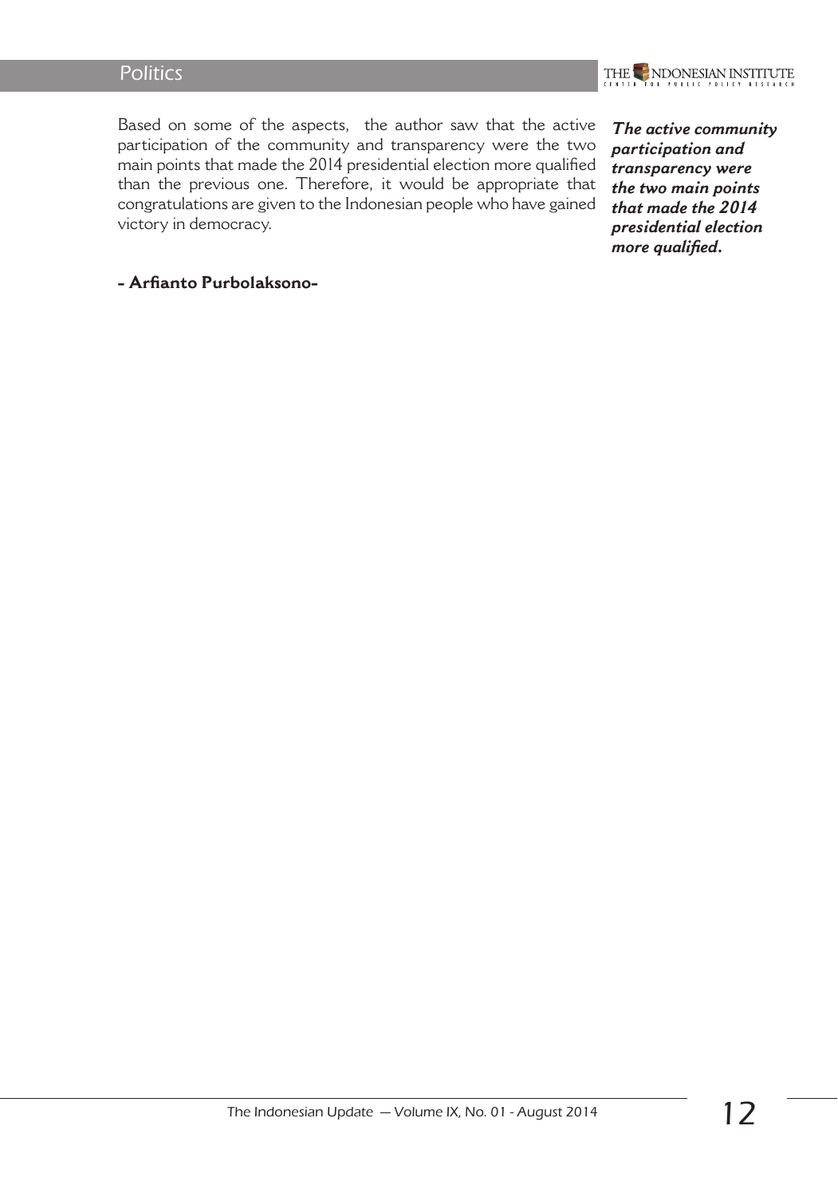Based on some of the aspects, the author saw that the active participation of the community and transparency were the two main points that made the 2014 presidential election more qualified than the previous one. Therefore, it would be appropriate that congratulations are given to the Indonesian people who have gained victory in democracy.

***The active community participation and transparency were the two main points that made the 2014 presidential election more qualified.***

**- Arfianto Purbolaksono-**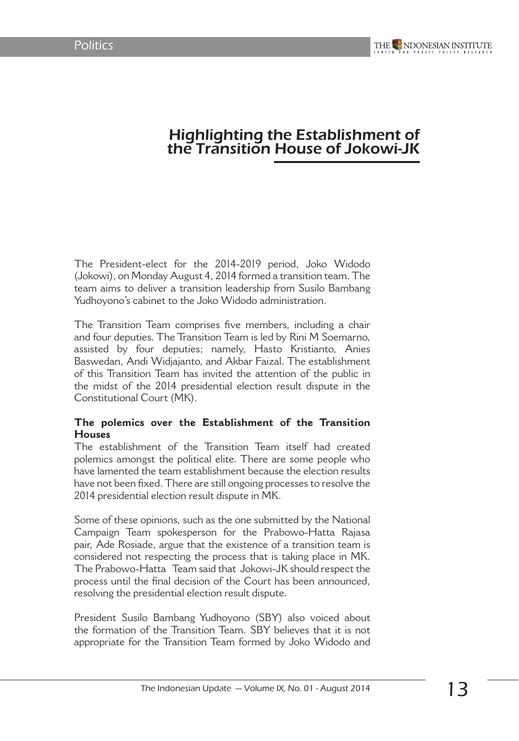# *Highlighting the Establishment of the Transition House of Jokowi-JK*

The President-elect for the 2014-2019 period, Joko Widodo (Jokowi), on Monday August 4, 2014 formed a transition team. The team aims to deliver a transition leadership from Susilo Bambang Yudhoyono's cabinet to the Joko Widodo administration.

The Transition Team comprises five members, including a chair and four deputies. The Transition Team is led by Rini M Soemarno, assisted by four deputies; namely, Hasto Kristianto, Anies Baswedan, Andi Widjajanto, and Akbar Faizal. The establishment of this Transition Team has invited the attention of the public in the midst of the 2014 presidential election result dispute in the Constitutional Court (MK).

**The polemics over the Establishment of the Transition Houses**

The establishment of the Transition Team itself had created polemics amongst the political elite. There are some people who have lamented the team establishment because the election results have not been fixed. There are still ongoing processes to resolve the 2014 presidential election result dispute in MK.

Some of these opinions, such as the one submitted by the National Campaign Team spokesperson for the Prabowo-Hatta Rajasa pair, Ade Rosiade, argue that the existence of a transition team is considered not respecting the process that is taking place in MK. The Prabowo-Hatta Team said that Jokowi-JK should respect the process until the final decision of the Court has been announced, resolving the presidential election result dispute.

President Susilo Bambang Yudhoyono (SBY) also voiced about the formation of the Transition Team. SBY believes that it is not appropriate for the Transition Team formed by Joko Widodo and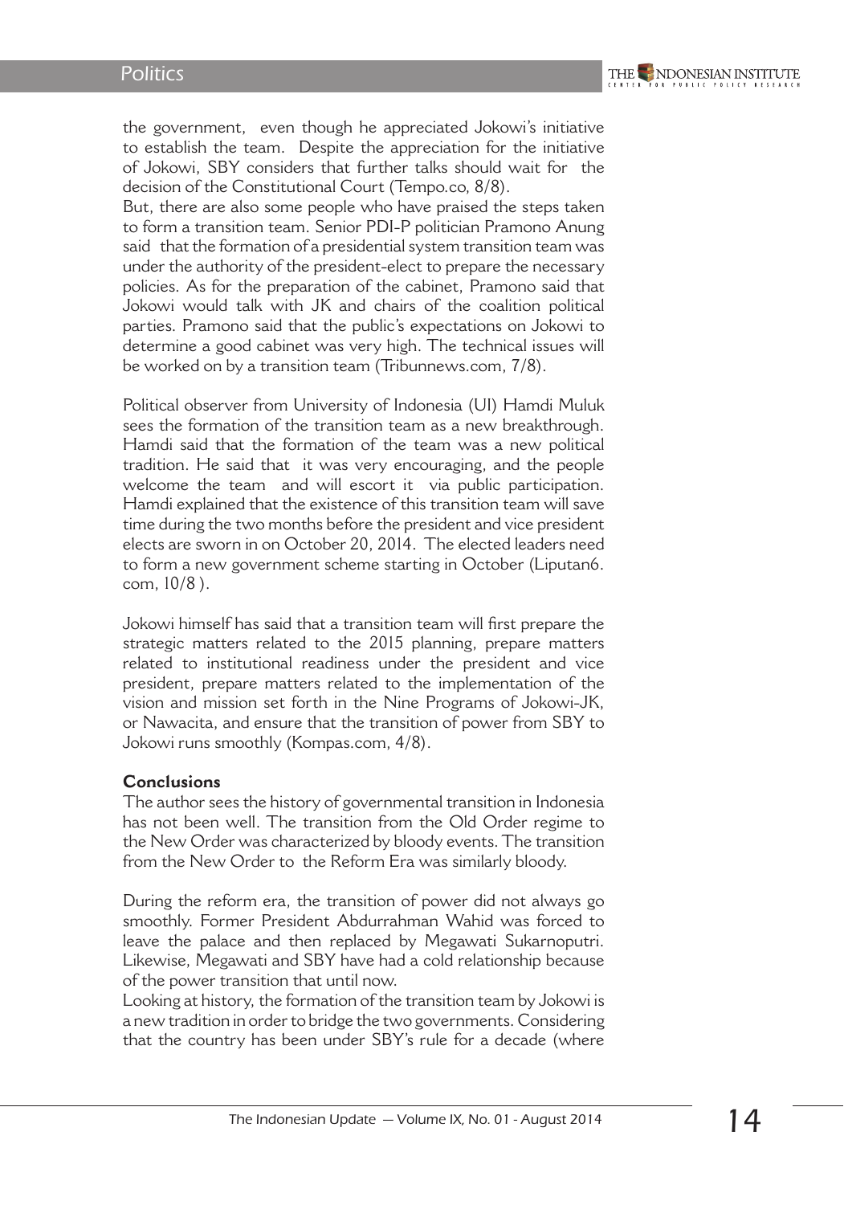the government, even though he appreciated Jokowi's initiative to establish the team. Despite the appreciation for the initiative of Jokowi, SBY considers that further talks should wait for the decision of the Constitutional Court (Tempo.co, 8/8).

But, there are also some people who have praised the steps taken to form a transition team. Senior PDI-P politician Pramono Anung said that the formation of a presidential system transition team was under the authority of the president-elect to prepare the necessary policies. As for the preparation of the cabinet, Pramono said that Jokowi would talk with JK and chairs of the coalition political parties. Pramono said that the public's expectations on Jokowi to determine a good cabinet was very high. The technical issues will be worked on by a transition team (Tribunnews.com, 7/8).

Political observer from University of Indonesia (UI) Hamdi Muluk sees the formation of the transition team as a new breakthrough. Hamdi said that the formation of the team was a new political tradition. He said that it was very encouraging, and the people welcome the team and will escort it via public participation. Hamdi explained that the existence of this transition team will save time during the two months before the president and vice president elects are sworn in on October 20, 2014. The elected leaders need to form a new government scheme starting in October (Liputan6.com, 10/8 ).

Jokowi himself has said that a transition team will first prepare the strategic matters related to the 2015 planning, prepare matters related to institutional readiness under the president and vice president, prepare matters related to the implementation of the vision and mission set forth in the Nine Programs of Jokowi-JK, or Nawacita, and ensure that the transition of power from SBY to Jokowi runs smoothly (Kompas.com, 4/8).

**Conclusions**

The author sees the history of governmental transition in Indonesia has not been well. The transition from the Old Order regime to the New Order was characterized by bloody events. The transition from the New Order to the Reform Era was similarly bloody.

During the reform era, the transition of power did not always go smoothly. Former President Abdurrahman Wahid was forced to leave the palace and then replaced by Megawati Sukarnoputri. Likewise, Megawati and SBY have had a cold relationship because of the power transition that until now.

Looking at history, the formation of the transition team by Jokowi is a new tradition in order to bridge the two governments. Considering that the country has been under SBY's rule for a decade (where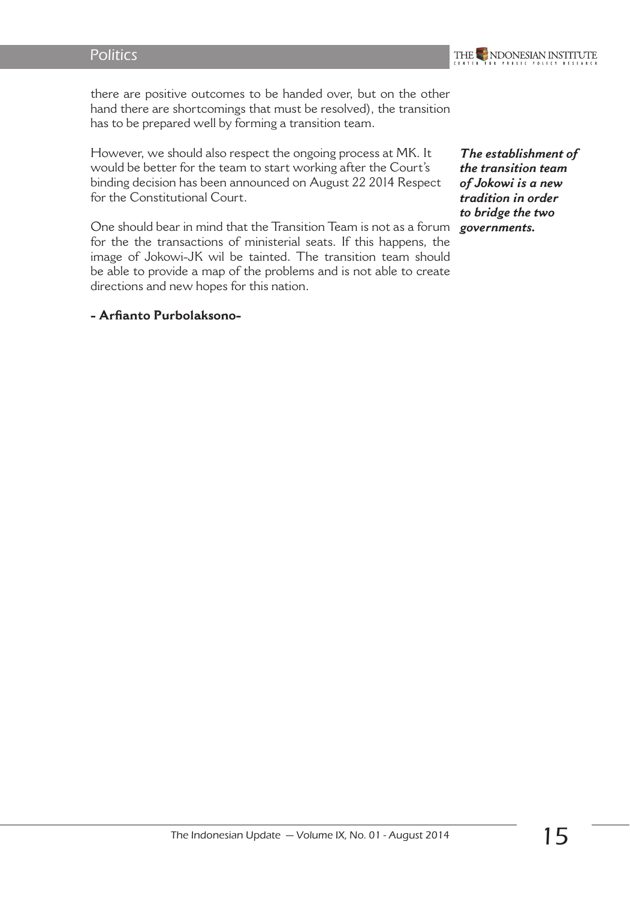there are positive outcomes to be handed over, but on the other hand there are shortcomings that must be resolved), the transition has to be prepared well by forming a transition team.

However, we should also respect the ongoing process at MK. It would be better for the team to start working after the Court's binding decision has been announced on August 22 2014 Respect for the Constitutional Court.

***The establishment of the transition team of Jokowi is a new tradition in order to bridge the two governments.***

One should bear in mind that the Transition Team is not as a forum for the the transactions of ministerial seats. If this happens, the image of Jokowi-JK wil be tainted. The transition team should be able to provide a map of the problems and is not able to create directions and new hopes for this nation.

**- Arfianto Purbolaksono-**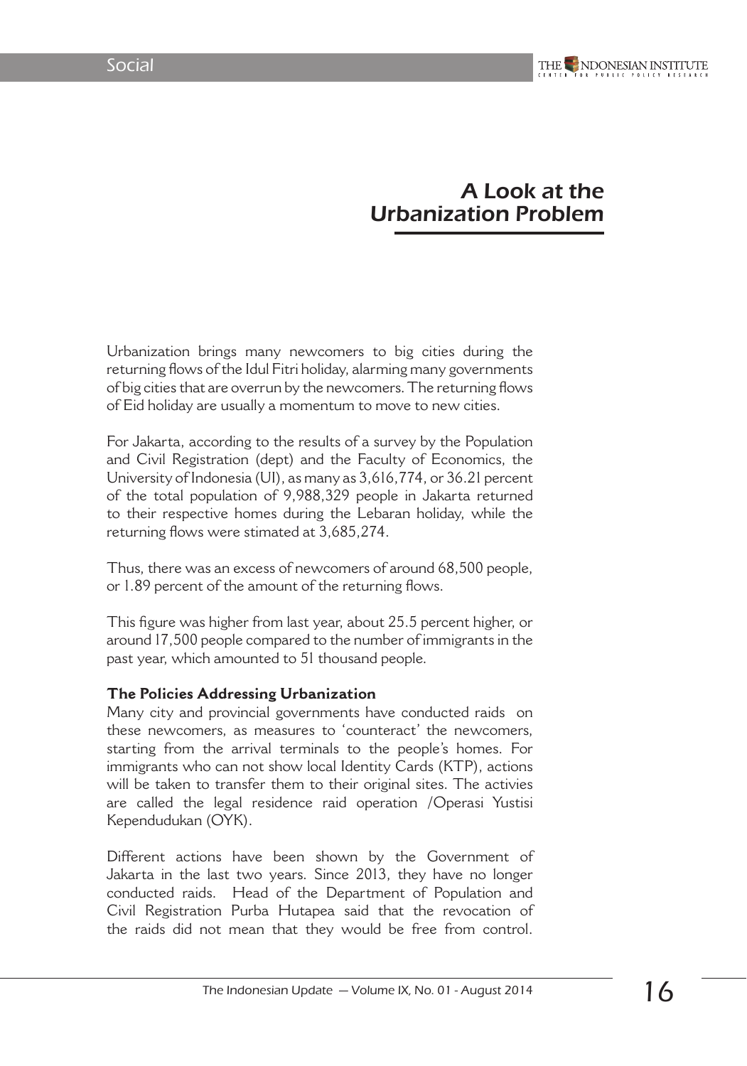# A Look at the Urbanization Problem

Urbanization brings many newcomers to big cities during the returning flows of the Idul Fitri holiday, alarming many governments of big cities that are overrun by the newcomers. The returning flows of Eid holiday are usually a momentum to move to new cities.

For Jakarta, according to the results of a survey by the Population and Civil Registration (dept) and the Faculty of Economics, the University of Indonesia (UI), as many as 3,616,774, or 36.21 percent of the total population of 9,988,329 people in Jakarta returned to their respective homes during the Lebaran holiday, while the returning flows were stimated at 3,685,274.

Thus, there was an excess of newcomers of around 68,500 people, or 1.89 percent of the amount of the returning flows.

This figure was higher from last year, about 25.5 percent higher, or around 17,500 people compared to the number of immigrants in the past year, which amounted to 51 thousand people.

**The Policies Addressing Urbanization**

Many city and provincial governments have conducted raids on these newcomers, as measures to 'counteract' the newcomers, starting from the arrival terminals to the people's homes. For immigrants who can not show local Identity Cards (KTP), actions will be taken to transfer them to their original sites. The activies are called the legal residence raid operation /Operasi Yustisi Kependudukan (OYK).

Different actions have been shown by the Government of Jakarta in the last two years. Since 2013, they have no longer conducted raids. Head of the Department of Population and Civil Registration Purba Hutapea said that the revocation of the raids did not mean that they would be free from control.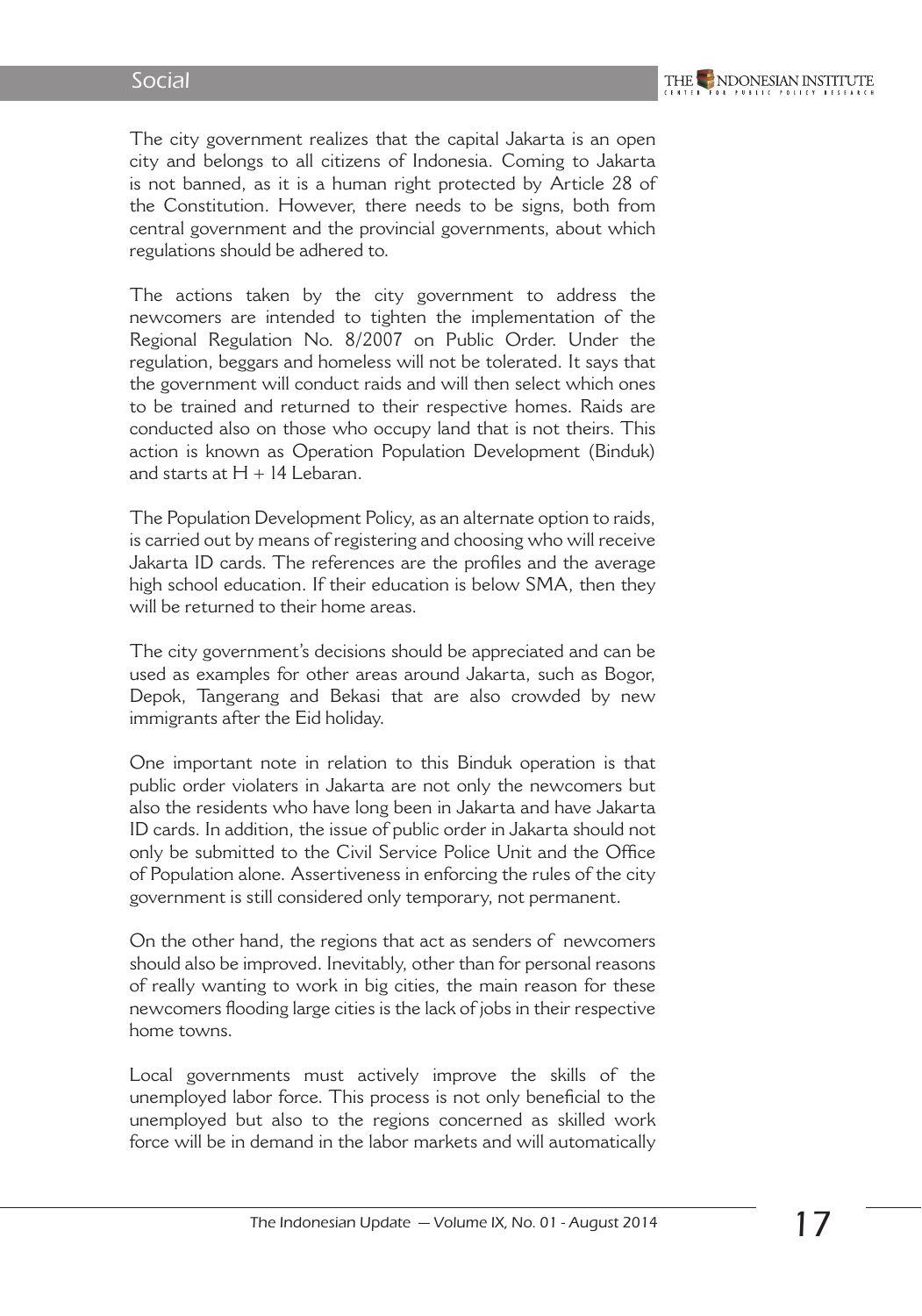The city government realizes that the capital Jakarta is an open city and belongs to all citizens of Indonesia. Coming to Jakarta is not banned, as it is a human right protected by Article 28 of the Constitution. However, there needs to be signs, both from central government and the provincial governments, about which regulations should be adhered to.

The actions taken by the city government to address the newcomers are intended to tighten the implementation of the Regional Regulation No. 8/2007 on Public Order. Under the regulation, beggars and homeless will not be tolerated. It says that the government will conduct raids and will then select which ones to be trained and returned to their respective homes. Raids are conducted also on those who occupy land that is not theirs. This action is known as Operation Population Development (Binduk) and starts at H + 14 Lebaran.

The Population Development Policy, as an alternate option to raids, is carried out by means of registering and choosing who will receive Jakarta ID cards. The references are the profiles and the average high school education. If their education is below SMA, then they will be returned to their home areas.

The city government's decisions should be appreciated and can be used as examples for other areas around Jakarta, such as Bogor, Depok, Tangerang and Bekasi that are also crowded by new immigrants after the Eid holiday.

One important note in relation to this Binduk operation is that public order violaters in Jakarta are not only the newcomers but also the residents who have long been in Jakarta and have Jakarta ID cards. In addition, the issue of public order in Jakarta should not only be submitted to the Civil Service Police Unit and the Office of Population alone. Assertiveness in enforcing the rules of the city government is still considered only temporary, not permanent.

On the other hand, the regions that act as senders of newcomers should also be improved. Inevitably, other than for personal reasons of really wanting to work in big cities, the main reason for these newcomers flooding large cities is the lack of jobs in their respective home towns.

Local governments must actively improve the skills of the unemployed labor force. This process is not only beneficial to the unemployed but also to the regions concerned as skilled work force will be in demand in the labor markets and will automatically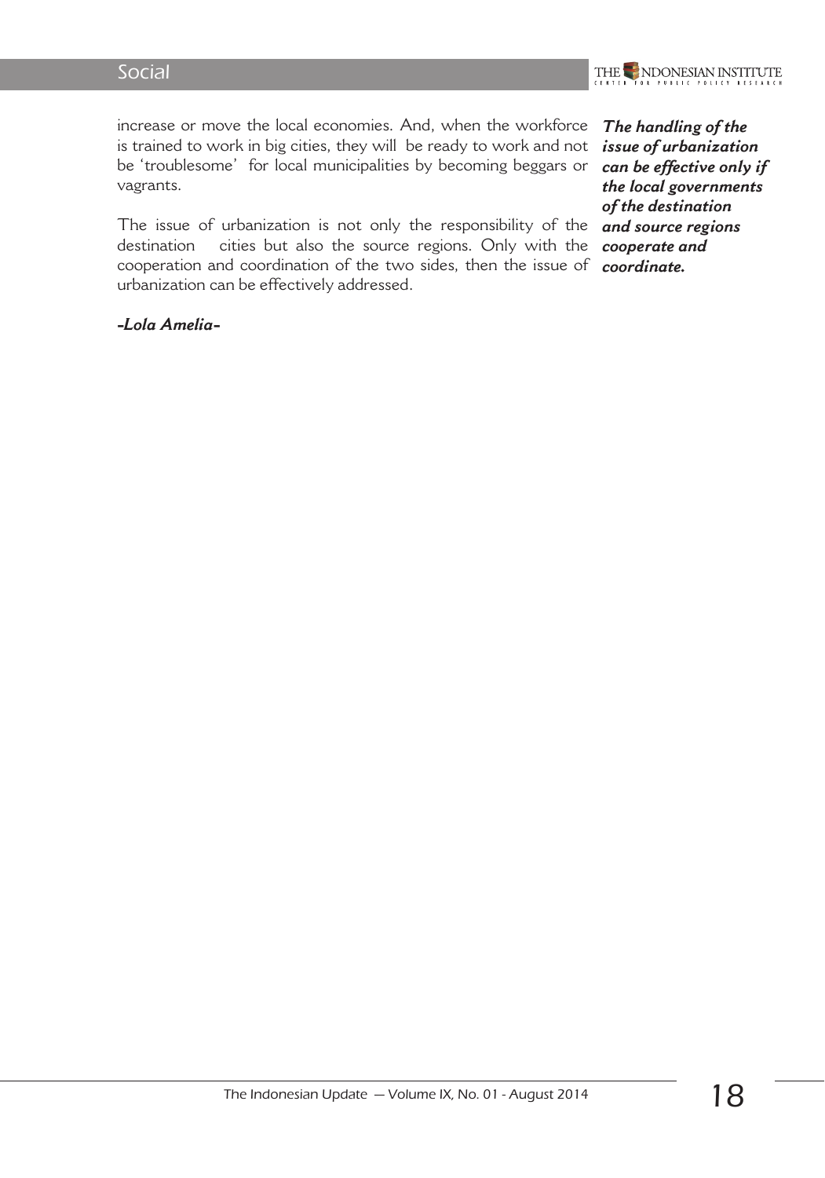increase or move the local economies. And, when the workforce is trained to work in big cities, they will be ready to work and not be 'troublesome' for local municipalities by becoming beggars or vagrants.

The issue of urbanization is not only the responsibility of the destination cities but also the source regions. Only with the cooperation and coordination of the two sides, then the issue of urbanization can be effectively addressed.

***The handling of the issue of urbanization can be effective only if the local governments of the destination and source regions cooperate and coordinate.***

***-Lola Amelia-***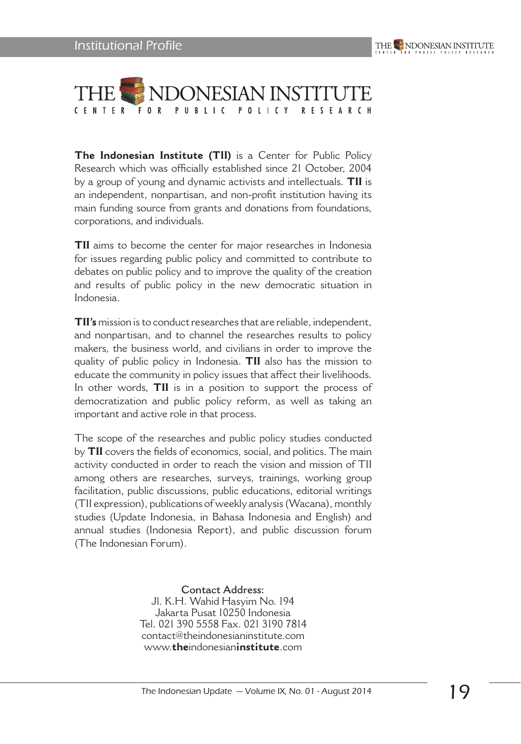# THE INDONESIAN INSTITUTE

CENTER FOR PUBLIC POLICY RESEARCH

**The Indonesian Institute (TII)** is a Center for Public Policy Research which was officially established since 21 October, 2004 by a group of young and dynamic activists and intellectuals. **TII** is an independent, nonpartisan, and non-profit institution having its main funding source from grants and donations from foundations, corporations, and individuals.

**TII** aims to become the center for major researches in Indonesia for issues regarding public policy and committed to contribute to debates on public policy and to improve the quality of the creation and results of public policy in the new democratic situation in Indonesia.

**TII's** mission is to conduct researches that are reliable, independent, and nonpartisan, and to channel the researches results to policy makers, the business world, and civilians in order to improve the quality of public policy in Indonesia. **TII** also has the mission to educate the community in policy issues that affect their livelihoods. In other words, **TII** is in a position to support the process of democratization and public policy reform, as well as taking an important and active role in that process.

The scope of the researches and public policy studies conducted by **TII** covers the fields of economics, social, and politics. The main activity conducted in order to reach the vision and mission of TII among others are researches, surveys, trainings, working group facilitation, public discussions, public educations, editorial writings (TII expression), publications of weekly analysis (Wacana), monthly studies (Update Indonesia, in Bahasa Indonesia and English) and annual studies (Indonesia Report), and public discussion forum (The Indonesian Forum).

Contact Address:
Jl. K.H. Wahid Hasyim No. 194
Jakarta Pusat 10250 Indonesia
Tel. 021 390 5558 Fax. 021 3190 7814
contact@theindonesianinstitute.com
www.**the**indonesian**institute**.com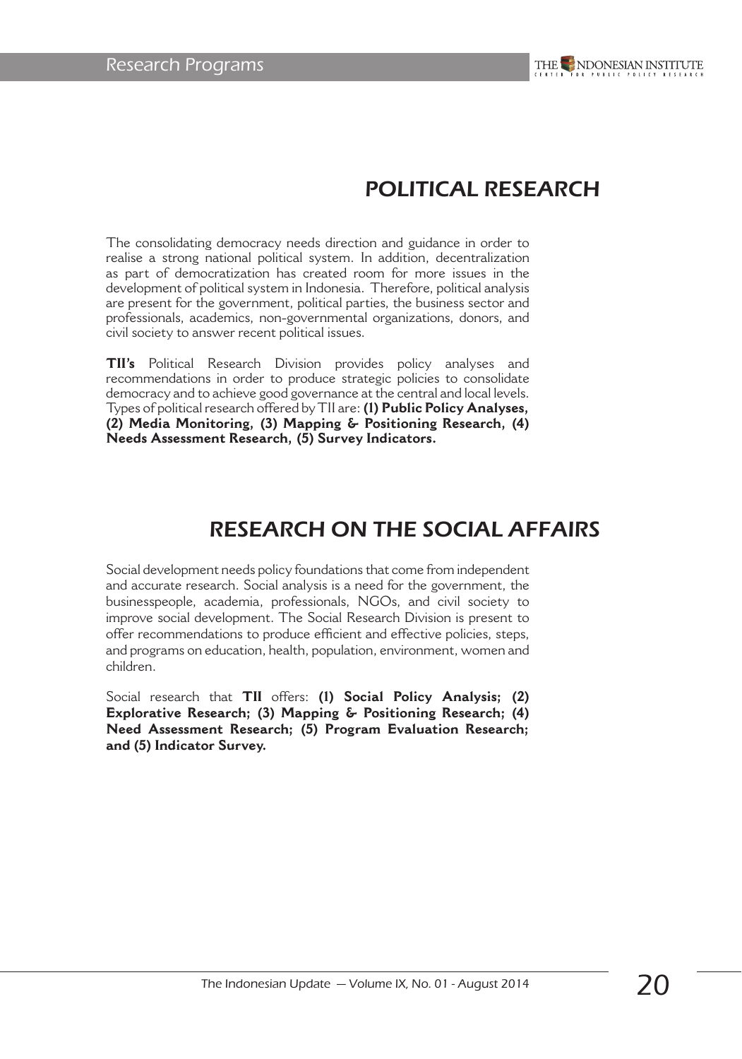# POLITICAL RESEARCH

The consolidating democracy needs direction and guidance in order to realise a strong national political system. In addition, decentralization as part of democratization has created room for more issues in the development of political system in Indonesia. Therefore, political analysis are present for the government, political parties, the business sector and professionals, academics, non-governmental organizations, donors, and civil society to answer recent political issues.

**TII's** Political Research Division provides policy analyses and recommendations in order to produce strategic policies to consolidate democracy and to achieve good governance at the central and local levels. Types of political research offered by TII are: **(1) Public Policy Analyses, (2) Media Monitoring, (3) Mapping & Positioning Research, (4) Needs Assessment Research, (5) Survey Indicators.**

# RESEARCH ON THE SOCIAL AFFAIRS

Social development needs policy foundations that come from independent and accurate research. Social analysis is a need for the government, the businesspeople, academia, professionals, NGOs, and civil society to improve social development. The Social Research Division is present to offer recommendations to produce efficient and effective policies, steps, and programs on education, health, population, environment, women and children.

Social research that **TII** offers: **(1) Social Policy Analysis; (2) Explorative Research; (3) Mapping & Positioning Research; (4) Need Assessment Research; (5) Program Evaluation Research; and (5) Indicator Survey.**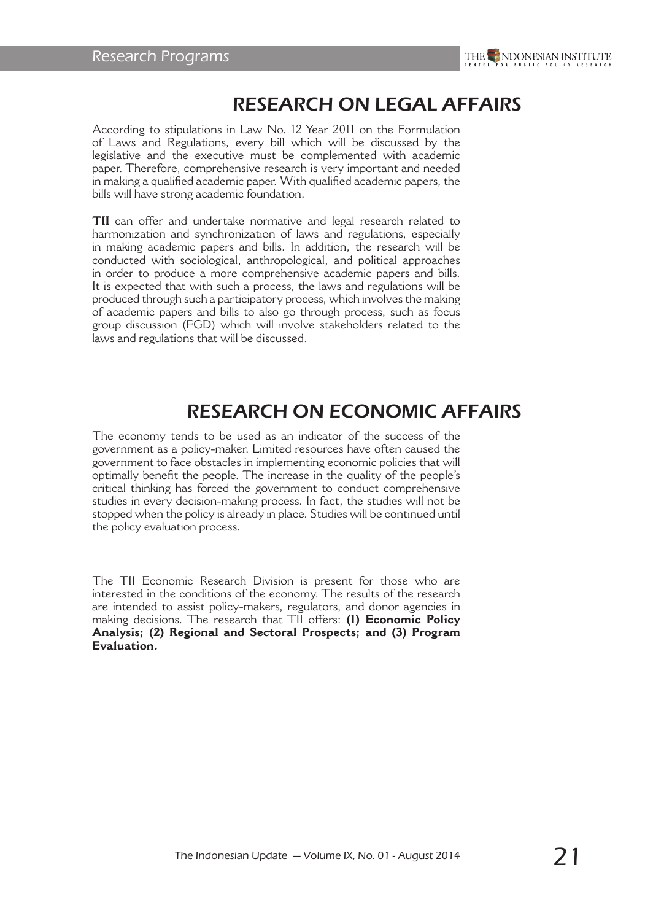# RESEARCH ON LEGAL AFFAIRS

According to stipulations in Law No. 12 Year 2011 on the Formulation of Laws and Regulations, every bill which will be discussed by the legislative and the executive must be complemented with academic paper. Therefore, comprehensive research is very important and needed in making a qualified academic paper. With qualified academic papers, the bills will have strong academic foundation.

**TII** can offer and undertake normative and legal research related to harmonization and synchronization of laws and regulations, especially in making academic papers and bills. In addition, the research will be conducted with sociological, anthropological, and political approaches in order to produce a more comprehensive academic papers and bills. It is expected that with such a process, the laws and regulations will be produced through such a participatory process, which involves the making of academic papers and bills to also go through process, such as focus group discussion (FGD) which will involve stakeholders related to the laws and regulations that will be discussed.

# RESEARCH ON ECONOMIC AFFAIRS

The economy tends to be used as an indicator of the success of the government as a policy-maker. Limited resources have often caused the government to face obstacles in implementing economic policies that will optimally benefit the people. The increase in the quality of the people's critical thinking has forced the government to conduct comprehensive studies in every decision-making process. In fact, the studies will not be stopped when the policy is already in place. Studies will be continued until the policy evaluation process.

The TII Economic Research Division is present for those who are interested in the conditions of the economy. The results of the research are intended to assist policy-makers, regulators, and donor agencies in making decisions. The research that TII offers: **(1) Economic Policy Analysis; (2) Regional and Sectoral Prospects; and (3) Program Evaluation.**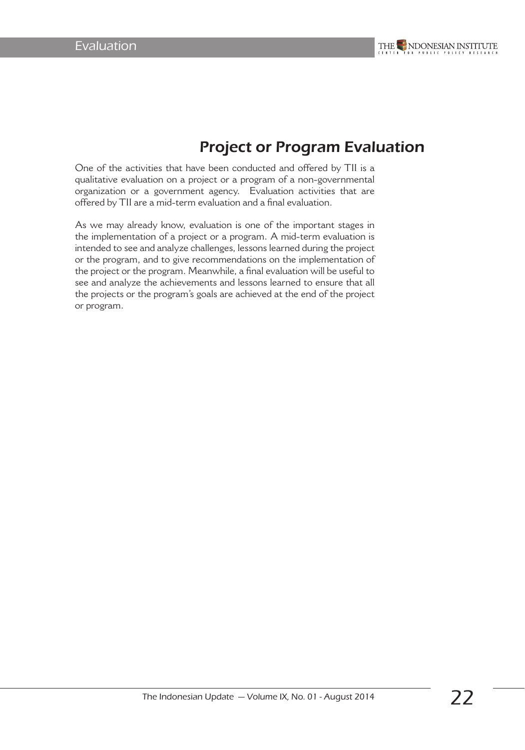# Project or Program Evaluation

One of the activities that have been conducted and offered by TII is a qualitative evaluation on a project or a program of a non-governmental organization or a government agency. Evaluation activities that are offered by TII are a mid-term evaluation and a final evaluation.

As we may already know, evaluation is one of the important stages in the implementation of a project or a program. A mid-term evaluation is intended to see and analyze challenges, lessons learned during the project or the program, and to give recommendations on the implementation of the project or the program. Meanwhile, a final evaluation will be useful to see and analyze the achievements and lessons learned to ensure that all the projects or the program's goals are achieved at the end of the project or program.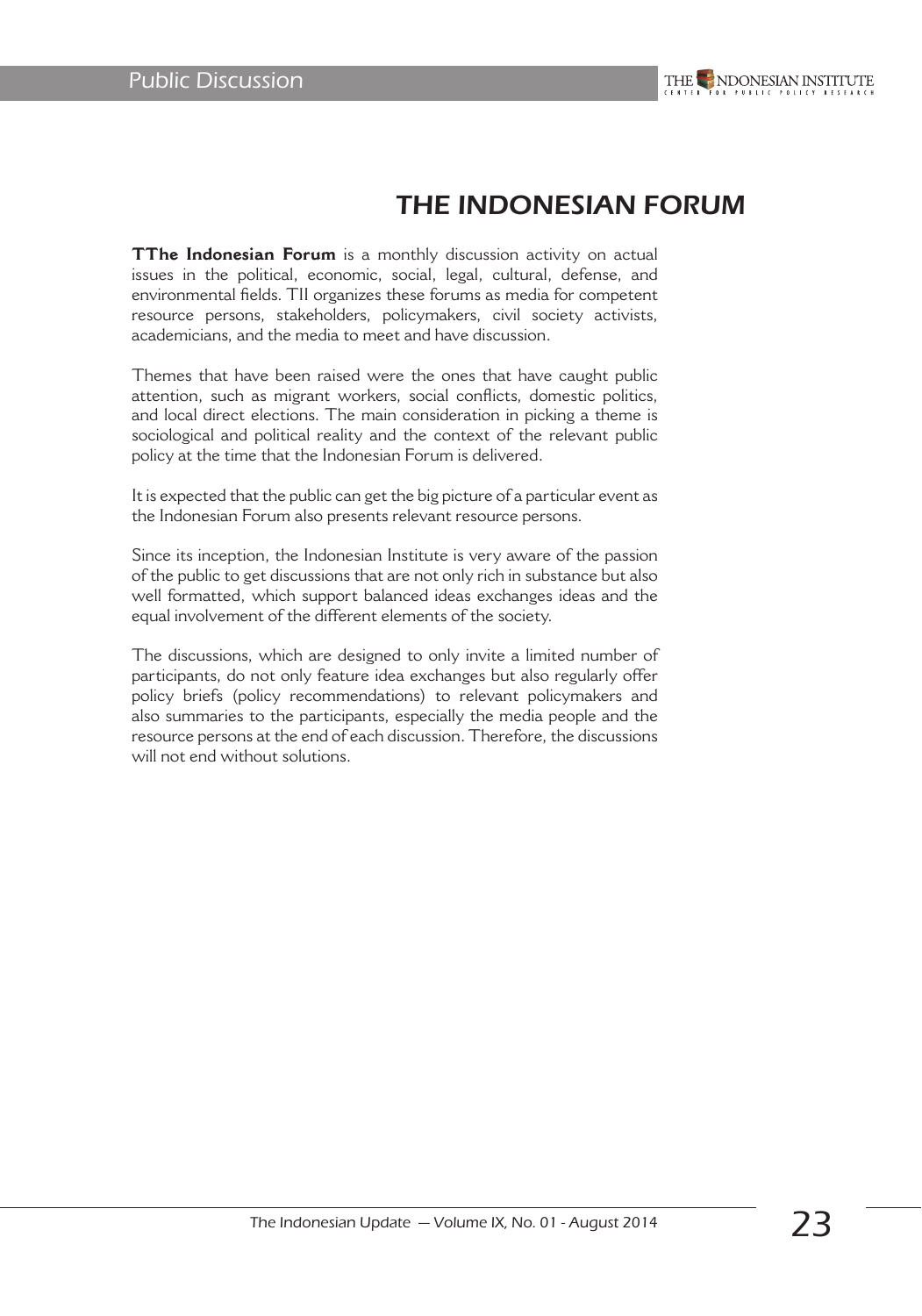# THE INDONESIAN FORUM

**TThe Indonesian Forum** is a monthly discussion activity on actual issues in the political, economic, social, legal, cultural, defense, and environmental fields. TII organizes these forums as media for competent resource persons, stakeholders, policymakers, civil society activists, academicians, and the media to meet and have discussion.

Themes that have been raised were the ones that have caught public attention, such as migrant workers, social conflicts, domestic politics, and local direct elections. The main consideration in picking a theme is sociological and political reality and the context of the relevant public policy at the time that the Indonesian Forum is delivered.

It is expected that the public can get the big picture of a particular event as the Indonesian Forum also presents relevant resource persons.

Since its inception, the Indonesian Institute is very aware of the passion of the public to get discussions that are not only rich in substance but also well formatted, which support balanced ideas exchanges ideas and the equal involvement of the different elements of the society.

The discussions, which are designed to only invite a limited number of participants, do not only feature idea exchanges but also regularly offer policy briefs (policy recommendations) to relevant policymakers and also summaries to the participants, especially the media people and the resource persons at the end of each discussion. Therefore, the discussions will not end without solutions.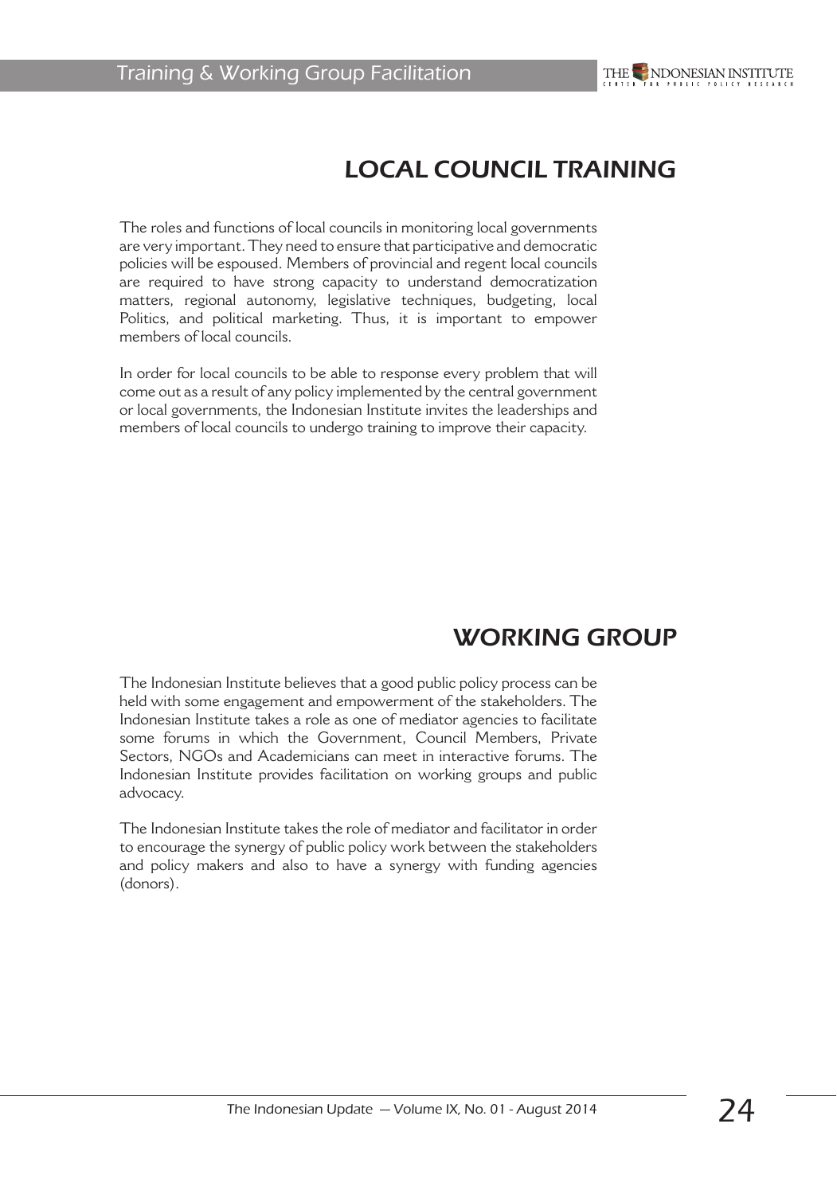## LOCAL COUNCIL TRAINING

The roles and functions of local councils in monitoring local governments are very important. They need to ensure that participative and democratic policies will be espoused. Members of provincial and regent local councils are required to have strong capacity to understand democratization matters, regional autonomy, legislative techniques, budgeting, local Politics, and political marketing. Thus, it is important to empower members of local councils.

In order for local councils to be able to response every problem that will come out as a result of any policy implemented by the central government or local governments, the Indonesian Institute invites the leaderships and members of local councils to undergo training to improve their capacity.

## WORKING GROUP

The Indonesian Institute believes that a good public policy process can be held with some engagement and empowerment of the stakeholders. The Indonesian Institute takes a role as one of mediator agencies to facilitate some forums in which the Government, Council Members, Private Sectors, NGOs and Academicians can meet in interactive forums. The Indonesian Institute provides facilitation on working groups and public advocacy.

The Indonesian Institute takes the role of mediator and facilitator in order to encourage the synergy of public policy work between the stakeholders and policy makers and also to have a synergy with funding agencies (donors).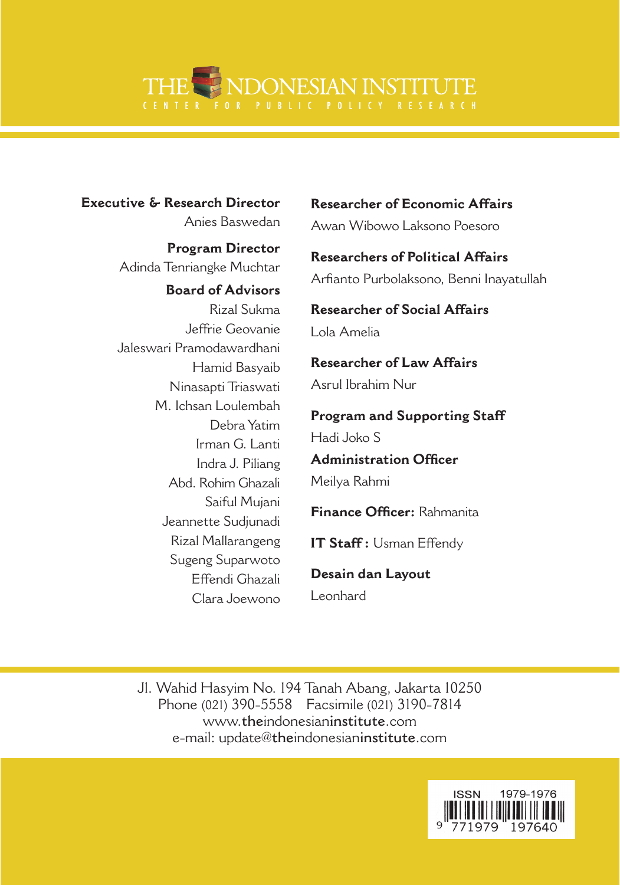THE INDONESIAN INSTITUTE

CENTER FOR PUBLIC POLICY RESEARCH

**Executive & Research Director**
Anies Baswedan

**Program Director**
Adinda Tenriangke Muchtar

**Board of Advisors**
Rizal Sukma
Jeffrie Geovanie
Jaleswari Pramodawardhani
Hamid Basyaib
Ninasapti Triaswati
M. Ichsan Loulembah
Debra Yatim
Irman G. Lanti
Indra J. Piliang
Abd. Rohim Ghazali
Saiful Mujani
Jeannette Sudjunadi
Rizal Mallarangeng
Sugeng Suparwoto
Effendi Ghazali
Clara Joewono

**Researcher of Economic Affairs**
Awan Wibowo Laksono Poesoro

**Researchers of Political Affairs**
Arfianto Purbolaksono, Benni Inayatullah

**Researcher of Social Affairs**
Lola Amelia

**Researcher of Law Affairs**
Asrul Ibrahim Nur

**Program and Supporting Staff**
Hadi Joko S

**Administration Officer**
Meilya Rahmi

**Finance Officer:** Rahmanita

**IT Staff :** Usman Effendy

**Desain dan Layout**
Leonhard

Jl. Wahid Hasyim No. 194 Tanah Abang, Jakarta 10250
Phone (021) 390-5558 Facsimile (021) 3190-7814
www.theindonesianinstitute.com
e-mail: update@theindonesianinstitute.com

ISSN 1979-1976
9 771979 197640